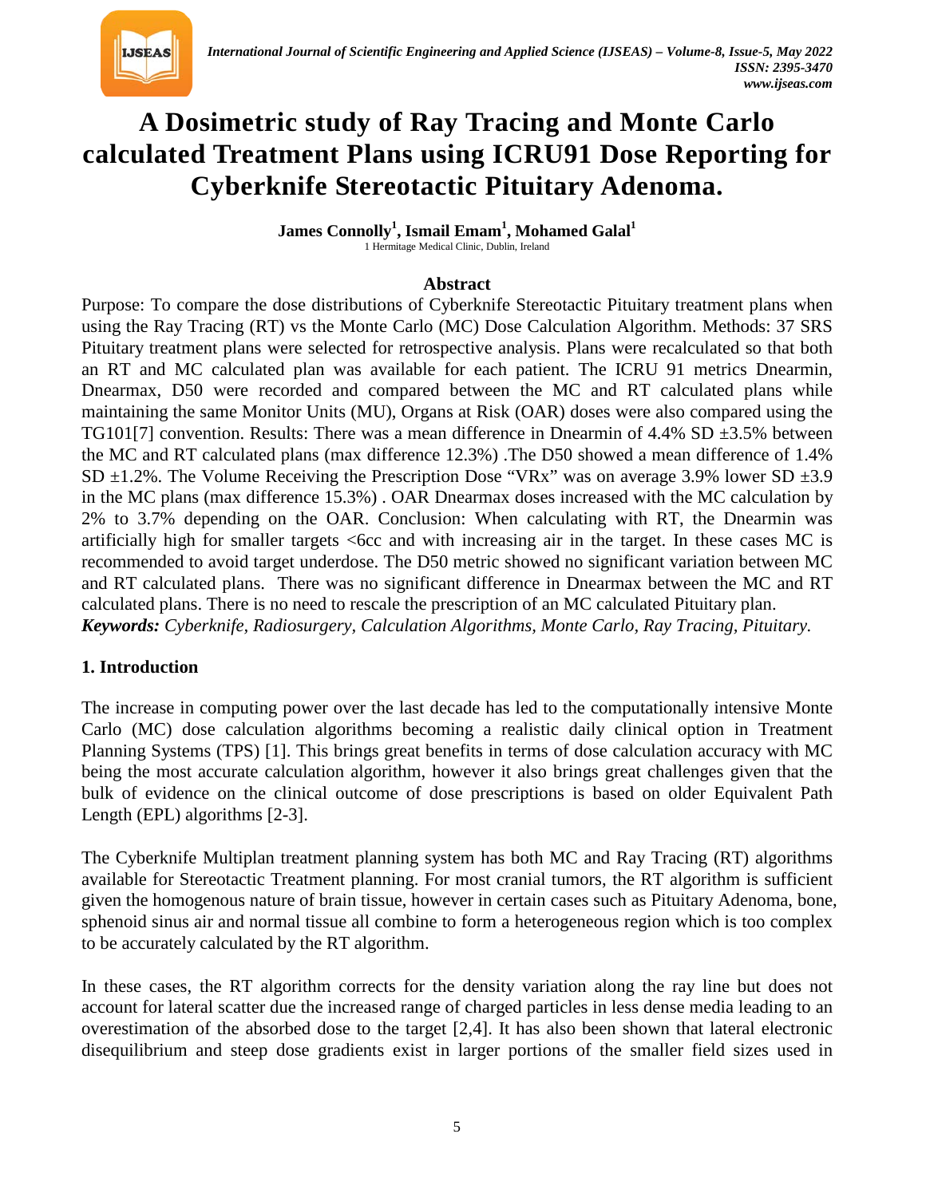# A Dosimetric study of Ray Tracing and Monte Carlo calculated Treatment Plans using ICRU91 Dose Reporting for Cyberknife Stereotactic Pituitary Adenoma.

**James Connolly[1], Ismail Emam[1], Mohamed Galal[1]**

1 Hermitage Medical Clinic, Dublin, Ireland

## Abstract

Purpose: To compare the dose distributions of Cyberknife Stereotactic Pituitary treatment plans when using the Ray Tracing (RT) vs the Monte Carlo (MC) Dose Calculation Algorithm. Methods: 37 SRS Pituitary treatment plans were selected for retrospective analysis. Plans were recalculated so that both an RT and MC calculated plan was available for each patient. The ICRU 91 metrics Dnearmin, Dnearmax, D50 were recorded and compared between the MC and RT calculated plans while maintaining the same Monitor Units (MU), Organs at Risk (OAR) doses were also compared using the TG101[7] convention. Results: There was a mean difference in Dnearmin of 4.4% SD ±3.5% between the MC and RT calculated plans (max difference 12.3%) .The D50 showed a mean difference of 1.4% SD ±1.2%. The Volume Receiving the Prescription Dose "VRx" was on average 3.9% lower SD ±3.9 in the MC plans (max difference 15.3%) . OAR Dnearmax doses increased with the MC calculation by 2% to 3.7% depending on the OAR. Conclusion: When calculating with RT, the Dnearmin was artificially high for smaller targets <6cc and with increasing air in the target. In these cases MC is recommended to avoid target underdose. The D50 metric showed no significant variation between MC and RT calculated plans. There was no significant difference in Dnearmax between the MC and RT calculated plans. There is no need to rescale the prescription of an MC calculated Pituitary plan.

***Keywords:*** *Cyberknife, Radiosurgery, Calculation Algorithms, Monte Carlo, Ray Tracing, Pituitary.*

## 1. Introduction

The increase in computing power over the last decade has led to the computationally intensive Monte Carlo (MC) dose calculation algorithms becoming a realistic daily clinical option in Treatment Planning Systems (TPS) [1]. This brings great benefits in terms of dose calculation accuracy with MC being the most accurate calculation algorithm, however it also brings great challenges given that the bulk of evidence on the clinical outcome of dose prescriptions is based on older Equivalent Path Length (EPL) algorithms [2-3].

The Cyberknife Multiplan treatment planning system has both MC and Ray Tracing (RT) algorithms available for Stereotactic Treatment planning. For most cranial tumors, the RT algorithm is sufficient given the homogenous nature of brain tissue, however in certain cases such as Pituitary Adenoma, bone, sphenoid sinus air and normal tissue all combine to form a heterogeneous region which is too complex to be accurately calculated by the RT algorithm.

In these cases, the RT algorithm corrects for the density variation along the ray line but does not account for lateral scatter due the increased range of charged particles in less dense media leading to an overestimation of the absorbed dose to the target [2,4]. It has also been shown that lateral electronic disequilibrium and steep dose gradients exist in larger portions of the smaller field sizes used in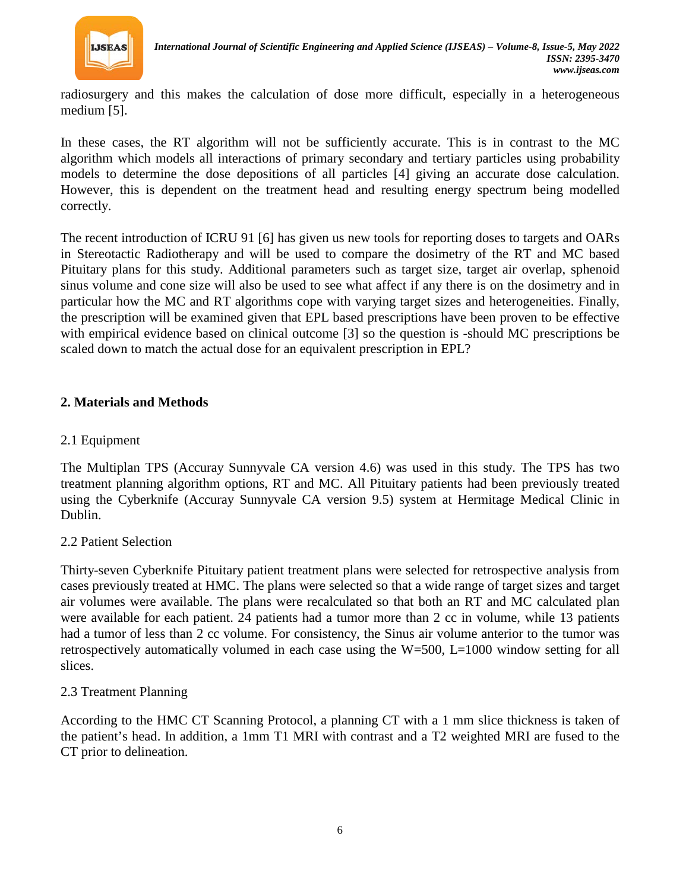radiosurgery and this makes the calculation of dose more difficult, especially in a heterogeneous medium [5].

In these cases, the RT algorithm will not be sufficiently accurate. This is in contrast to the MC algorithm which models all interactions of primary secondary and tertiary particles using probability models to determine the dose depositions of all particles [4] giving an accurate dose calculation. However, this is dependent on the treatment head and resulting energy spectrum being modelled correctly.

The recent introduction of ICRU 91 [6] has given us new tools for reporting doses to targets and OARs in Stereotactic Radiotherapy and will be used to compare the dosimetry of the RT and MC based Pituitary plans for this study. Additional parameters such as target size, target air overlap, sphenoid sinus volume and cone size will also be used to see what affect if any there is on the dosimetry and in particular how the MC and RT algorithms cope with varying target sizes and heterogeneities. Finally, the prescription will be examined given that EPL based prescriptions have been proven to be effective with empirical evidence based on clinical outcome [3] so the question is -should MC prescriptions be scaled down to match the actual dose for an equivalent prescription in EPL?

## 2. Materials and Methods

### 2.1 Equipment

The Multiplan TPS (Accuray Sunnyvale CA version 4.6) was used in this study. The TPS has two treatment planning algorithm options, RT and MC. All Pituitary patients had been previously treated using the Cyberknife (Accuray Sunnyvale CA version 9.5) system at Hermitage Medical Clinic in Dublin.

### 2.2 Patient Selection

Thirty-seven Cyberknife Pituitary patient treatment plans were selected for retrospective analysis from cases previously treated at HMC. The plans were selected so that a wide range of target sizes and target air volumes were available. The plans were recalculated so that both an RT and MC calculated plan were available for each patient. 24 patients had a tumor more than 2 cc in volume, while 13 patients had a tumor of less than 2 cc volume. For consistency, the Sinus air volume anterior to the tumor was retrospectively automatically volumed in each case using the W=500, L=1000 window setting for all slices.

### 2.3 Treatment Planning

According to the HMC CT Scanning Protocol, a planning CT with a 1 mm slice thickness is taken of the patient's head. In addition, a 1mm T1 MRI with contrast and a T2 weighted MRI are fused to the CT prior to delineation.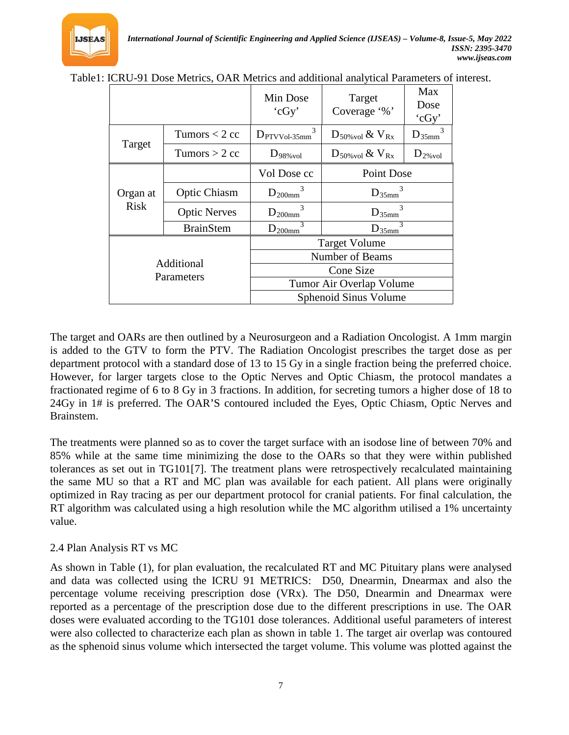Table1: ICRU-91 Dose Metrics, OAR Metrics and additional analytical Parameters of interest.

| | | Min Dose 'cGy' | Target Coverage '%' | Max Dose 'cGy' |
|---|---|---|---|---|
| Target | Tumors < 2 cc | $D_{PTVVol\text{-}35mm^3}$ | $D_{50\%vol}$ & $V_{Rx}$ | $D_{35mm^3}$ |
| | Tumors > 2 cc | $D_{98\%vol}$ | $D_{50\%vol}$ & $V_{Rx}$ | $D_{2\%vol}$ |
| Organ at Risk | | Vol Dose cc | Point Dose | |
| | Optic Chiasm | $D_{200mm^3}$ | $D_{35mm^3}$ | |
| | Optic Nerves | $D_{200mm^3}$ | $D_{35mm^3}$ | |
| | BrainStem | $D_{200mm^3}$ | $D_{35mm^3}$ | |
| Additional Parameters | | Target Volume | | |
| | | Number of Beams | | |
| | | Cone Size | | |
| | | Tumor Air Overlap Volume | | |
| | | Sphenoid Sinus Volume | | |

The target and OARs are then outlined by a Neurosurgeon and a Radiation Oncologist. A 1mm margin is added to the GTV to form the PTV. The Radiation Oncologist prescribes the target dose as per department protocol with a standard dose of 13 to 15 Gy in a single fraction being the preferred choice. However, for larger targets close to the Optic Nerves and Optic Chiasm, the protocol mandates a fractionated regime of 6 to 8 Gy in 3 fractions. In addition, for secreting tumors a higher dose of 18 to 24Gy in 1# is preferred. The OAR'S contoured included the Eyes, Optic Chiasm, Optic Nerves and Brainstem.

The treatments were planned so as to cover the target surface with an isodose line of between 70% and 85% while at the same time minimizing the dose to the OARs so that they were within published tolerances as set out in TG101[7]. The treatment plans were retrospectively recalculated maintaining the same MU so that a RT and MC plan was available for each patient. All plans were originally optimized in Ray tracing as per our department protocol for cranial patients. For final calculation, the RT algorithm was calculated using a high resolution while the MC algorithm utilised a 1% uncertainty value.

2.4 Plan Analysis RT vs MC

As shown in Table (1), for plan evaluation, the recalculated RT and MC Pituitary plans were analysed and data was collected using the ICRU 91 METRICS: D50, Dnearmin, Dnearmax and also the percentage volume receiving prescription dose (VRx). The D50, Dnearmin and Dnearmax were reported as a percentage of the prescription dose due to the different prescriptions in use. The OAR doses were evaluated according to the TG101 dose tolerances. Additional useful parameters of interest were also collected to characterize each plan as shown in table 1. The target air overlap was contoured as the sphenoid sinus volume which intersected the target volume. This volume was plotted against the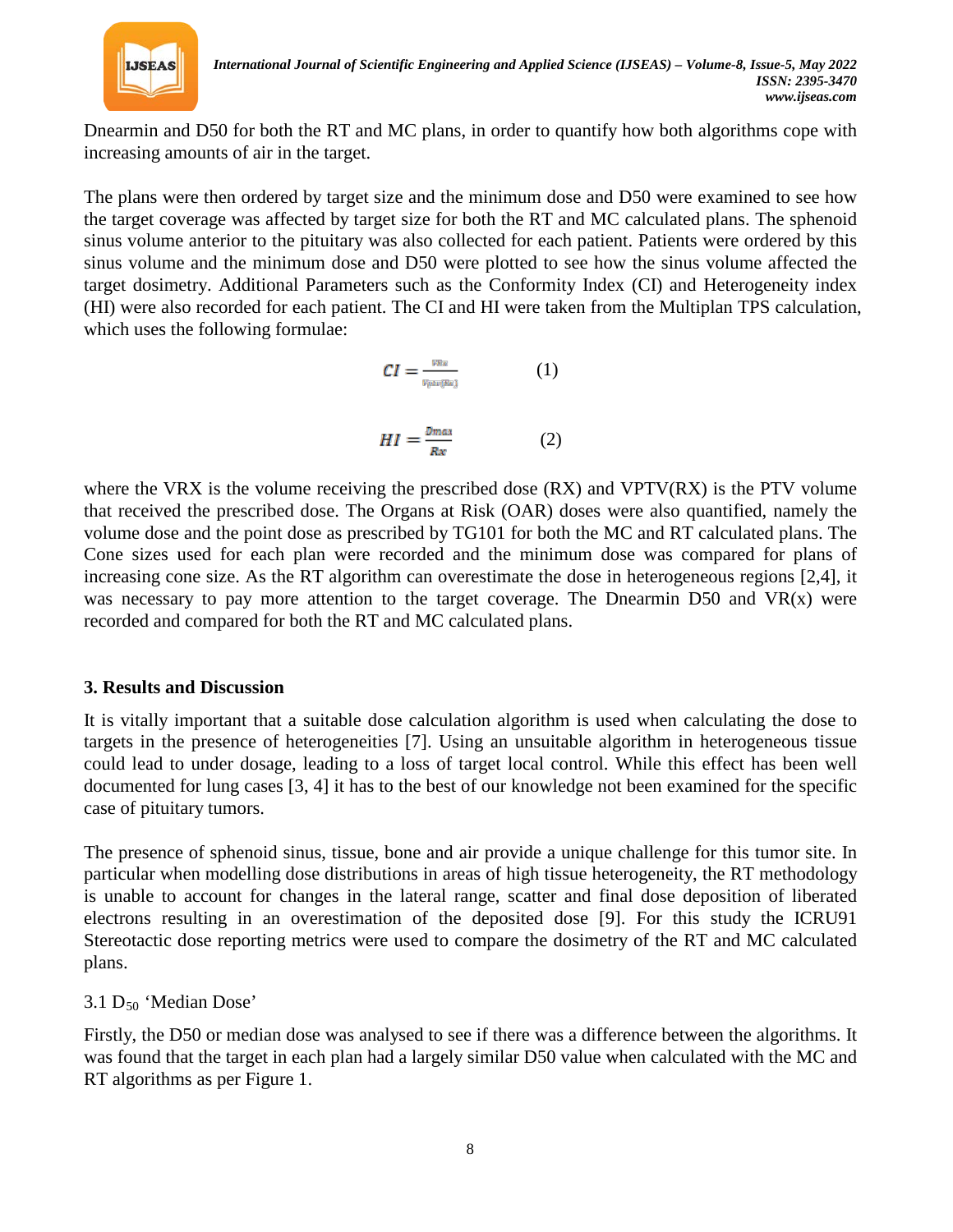Dnearmin and D50 for both the RT and MC plans, in order to quantify how both algorithms cope with increasing amounts of air in the target.

The plans were then ordered by target size and the minimum dose and D50 were examined to see how the target coverage was affected by target size for both the RT and MC calculated plans. The sphenoid sinus volume anterior to the pituitary was also collected for each patient. Patients were ordered by this sinus volume and the minimum dose and D50 were plotted to see how the sinus volume affected the target dosimetry. Additional Parameters such as the Conformity Index (CI) and Heterogeneity index (HI) were also recorded for each patient. The CI and HI were taken from the Multiplan TPS calculation, which uses the following formulae:

$$CI = \frac{V_{Rx}}{V_{ptv}(Rx)} \qquad (1)$$

$$HI = \frac{D_{max}}{Rx} \qquad (2)$$

where the VRX is the volume receiving the prescribed dose (RX) and VPTV(RX) is the PTV volume that received the prescribed dose. The Organs at Risk (OAR) doses were also quantified, namely the volume dose and the point dose as prescribed by TG101 for both the MC and RT calculated plans. The Cone sizes used for each plan were recorded and the minimum dose was compared for plans of increasing cone size. As the RT algorithm can overestimate the dose in heterogeneous regions [2,4], it was necessary to pay more attention to the target coverage. The Dnearmin D50 and VR(x) were recorded and compared for both the RT and MC calculated plans.

## 3. Results and Discussion

It is vitally important that a suitable dose calculation algorithm is used when calculating the dose to targets in the presence of heterogeneities [7]. Using an unsuitable algorithm in heterogeneous tissue could lead to under dosage, leading to a loss of target local control. While this effect has been well documented for lung cases [3, 4] it has to the best of our knowledge not been examined for the specific case of pituitary tumors.

The presence of sphenoid sinus, tissue, bone and air provide a unique challenge for this tumor site. In particular when modelling dose distributions in areas of high tissue heterogeneity, the RT methodology is unable to account for changes in the lateral range, scatter and final dose deposition of liberated electrons resulting in an overestimation of the deposited dose [9]. For this study the ICRU91 Stereotactic dose reporting metrics were used to compare the dosimetry of the RT and MC calculated plans.

### 3.1 $D_{50}$ 'Median Dose'

Firstly, the D50 or median dose was analysed to see if there was a difference between the algorithms. It was found that the target in each plan had a largely similar D50 value when calculated with the MC and RT algorithms as per Figure 1.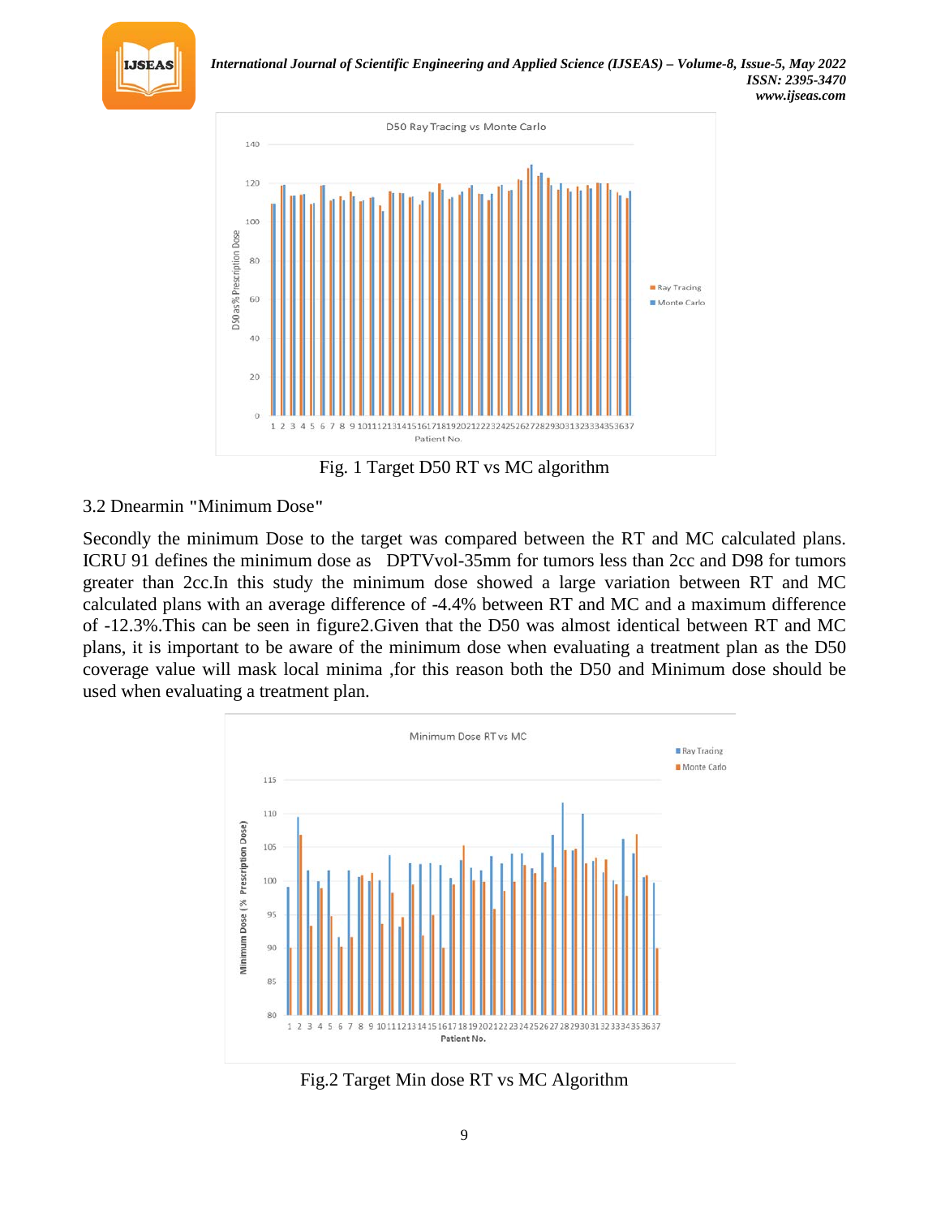Fig. 1 Target D50 RT vs MC algorithm

### 3.2 Dnearmin "Minimum Dose"

Secondly the minimum Dose to the target was compared between the RT and MC calculated plans. ICRU 91 defines the minimum dose as DPTVvol-35mm for tumors less than 2cc and D98 for tumors greater than 2cc.In this study the minimum dose showed a large variation between RT and MC calculated plans with an average difference of -4.4% between RT and MC and a maximum difference of -12.3%.This can be seen in figure2.Given that the D50 was almost identical between RT and MC plans, it is important to be aware of the minimum dose when evaluating a treatment plan as the D50 coverage value will mask local minima ,for this reason both the D50 and Minimum dose should be used when evaluating a treatment plan.

Fig.2 Target Min dose RT vs MC Algorithm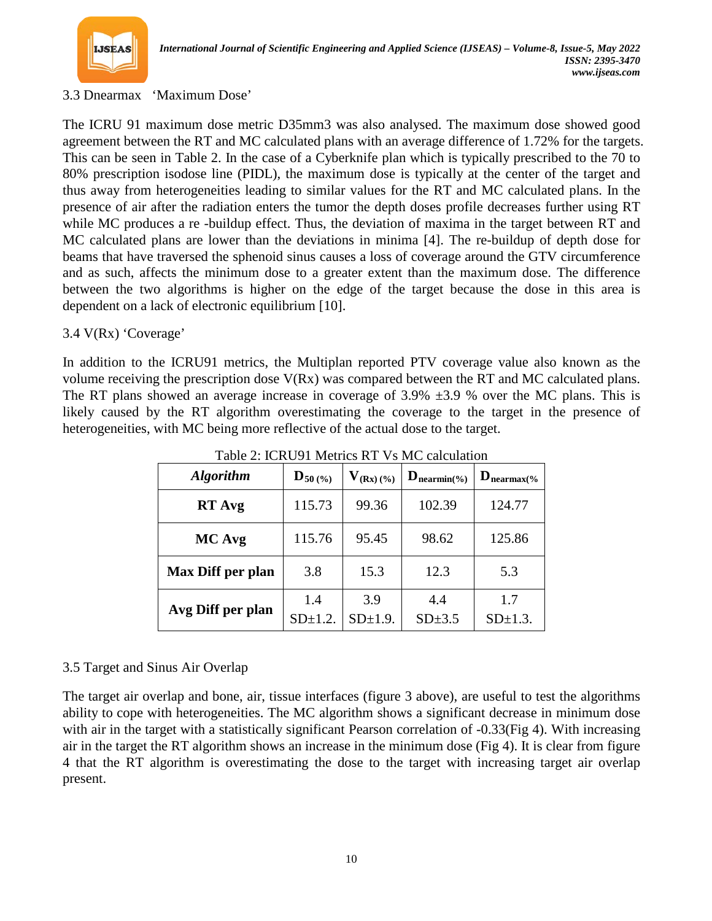### 3.3 Dnearmax ‘Maximum Dose’

The ICRU 91 maximum dose metric D35mm3 was also analysed. The maximum dose showed good agreement between the RT and MC calculated plans with an average difference of 1.72% for the targets. This can be seen in Table 2. In the case of a Cyberknife plan which is typically prescribed to the 70 to 80% prescription isodose line (PIDL), the maximum dose is typically at the center of the target and thus away from heterogeneities leading to similar values for the RT and MC calculated plans. In the presence of air after the radiation enters the tumor the depth doses profile decreases further using RT while MC produces a re -buildup effect. Thus, the deviation of maxima in the target between RT and MC calculated plans are lower than the deviations in minima [4]. The re-buildup of depth dose for beams that have traversed the sphenoid sinus causes a loss of coverage around the GTV circumference and as such, affects the minimum dose to a greater extent than the maximum dose. The difference between the two algorithms is higher on the edge of the target because the dose in this area is dependent on a lack of electronic equilibrium [10].

### 3.4 V(Rx) ‘Coverage’

In addition to the ICRU91 metrics, the Multiplan reported PTV coverage value also known as the volume receiving the prescription dose V(Rx) was compared between the RT and MC calculated plans. The RT plans showed an average increase in coverage of 3.9% ±3.9 % over the MC plans. This is likely caused by the RT algorithm overestimating the coverage to the target in the presence of heterogeneities, with MC being more reflective of the actual dose to the target.

Table 2: ICRU91 Metrics RT Vs MC calculation

| *Algorithm* | $D_{50\,(\%)}$ | $V_{(Rx)\,(\%)}$ | $D_{nearmin(\%)}$ | $D_{nearmax(\%}$ |
|---|---|---|---|---|
| **RT Avg** | 115.73 | 99.36 | 102.39 | 124.77 |
| **MC Avg** | 115.76 | 95.45 | 98.62 | 125.86 |
| **Max Diff per plan** | 3.8 | 15.3 | 12.3 | 5.3 |
| **Avg Diff per plan** | 1.4 SD±1.2. | 3.9 SD±1.9. | 4.4 SD±3.5 | 1.7 SD±1.3. |

### 3.5 Target and Sinus Air Overlap

The target air overlap and bone, air, tissue interfaces (figure 3 above), are useful to test the algorithms ability to cope with heterogeneities. The MC algorithm shows a significant decrease in minimum dose with air in the target with a statistically significant Pearson correlation of -0.33(Fig 4). With increasing air in the target the RT algorithm shows an increase in the minimum dose (Fig 4). It is clear from figure 4 that the RT algorithm is overestimating the dose to the target with increasing target air overlap present.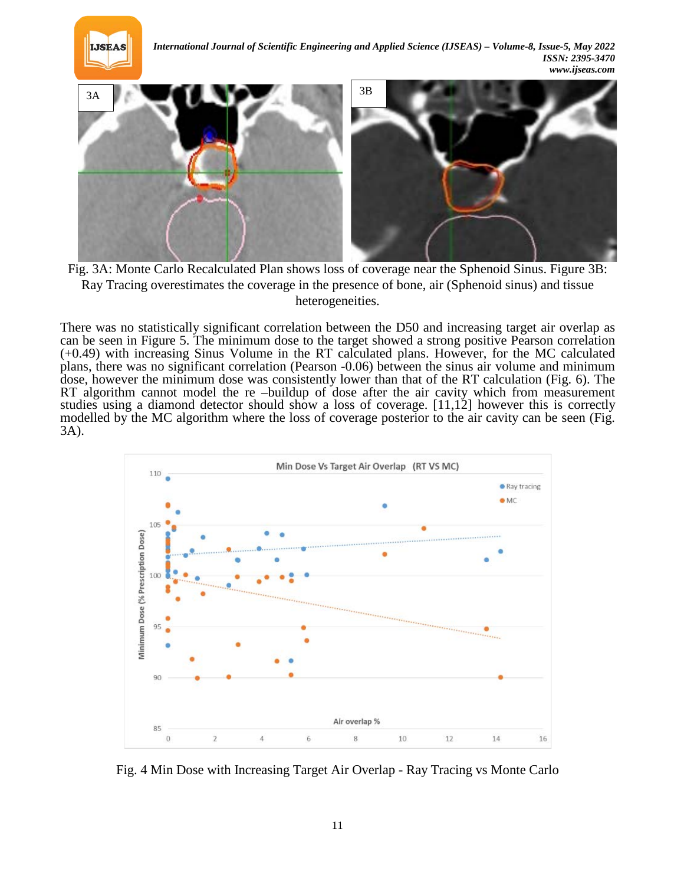Fig. 3A: Monte Carlo Recalculated Plan shows loss of coverage near the Sphenoid Sinus. Figure 3B: Ray Tracing overestimates the coverage in the presence of bone, air (Sphenoid sinus) and tissue heterogeneities.

There was no statistically significant correlation between the D50 and increasing target air overlap as can be seen in Figure 5. The minimum dose to the target showed a strong positive Pearson correlation (+0.49) with increasing Sinus Volume in the RT calculated plans. However, for the MC calculated plans, there was no significant correlation (Pearson -0.06) between the sinus air volume and minimum dose, however the minimum dose was consistently lower than that of the RT calculation (Fig. 6). The RT algorithm cannot model the re –buildup of dose after the air cavity which from measurement studies using a diamond detector should show a loss of coverage. [11,12] however this is correctly modelled by the MC algorithm where the loss of coverage posterior to the air cavity can be seen (Fig. 3A).

Fig. 4 Min Dose with Increasing Target Air Overlap - Ray Tracing vs Monte Carlo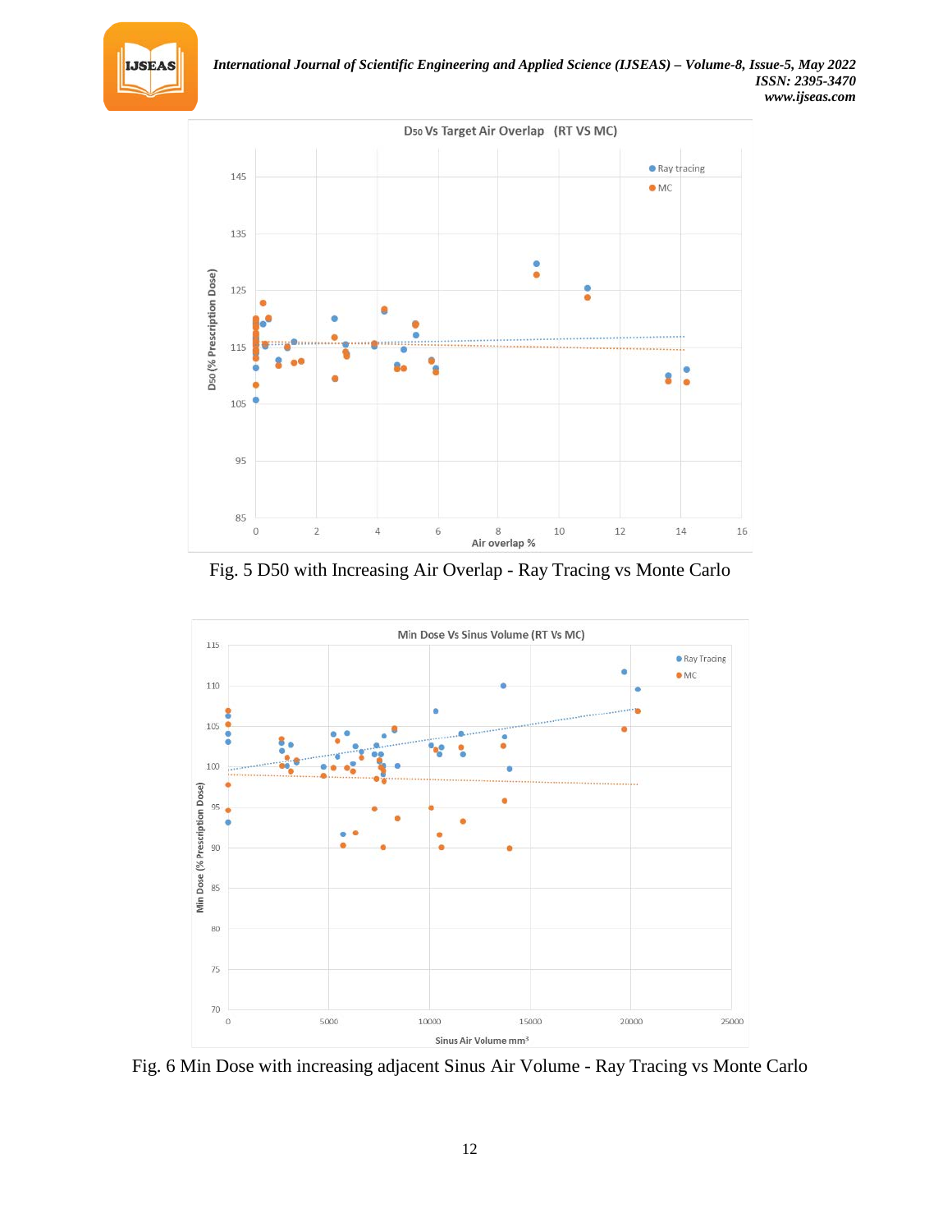Fig. 5 D50 with Increasing Air Overlap - Ray Tracing vs Monte Carlo

Fig. 6 Min Dose with increasing adjacent Sinus Air Volume - Ray Tracing vs Monte Carlo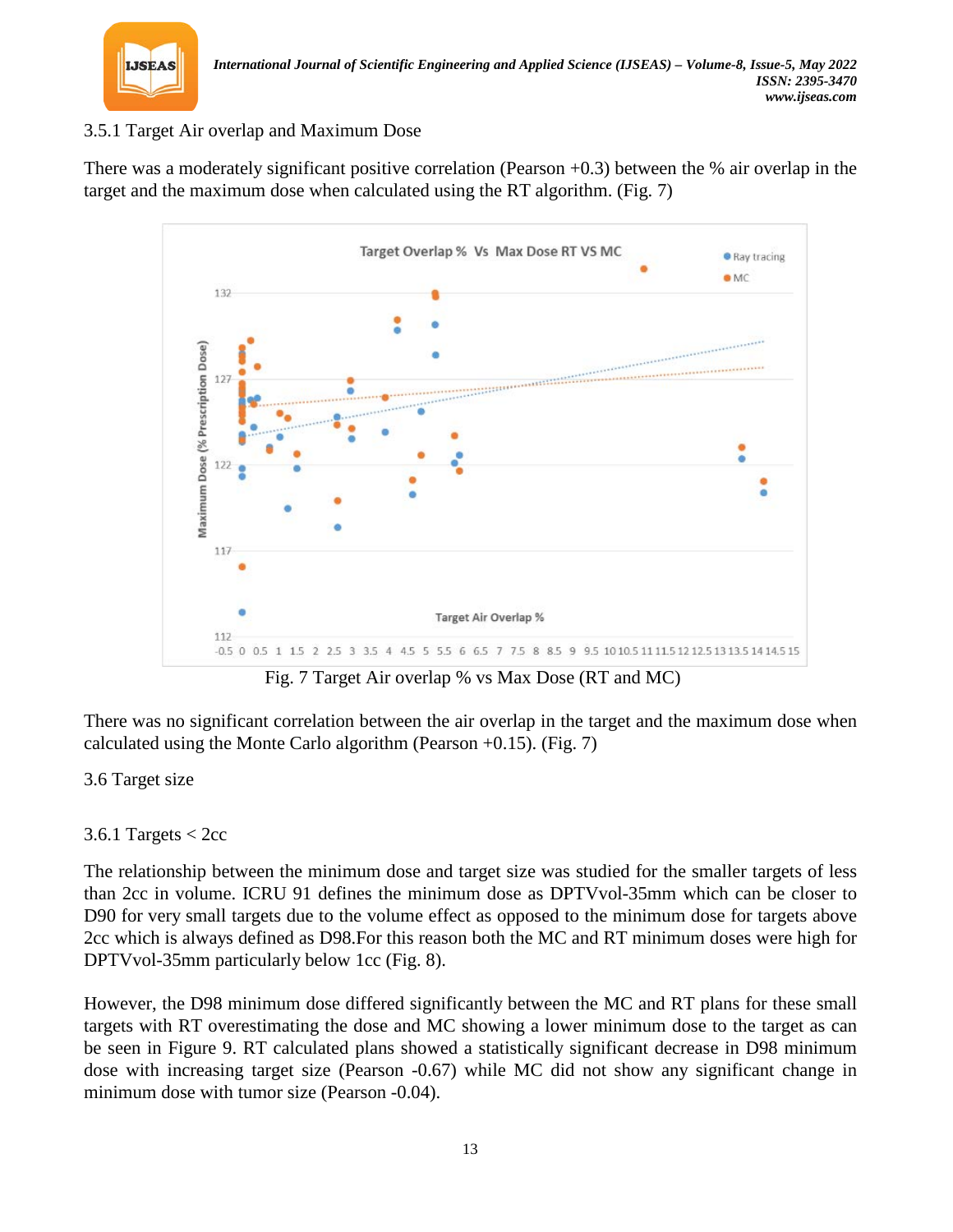### 3.5.1 Target Air overlap and Maximum Dose

There was a moderately significant positive correlation (Pearson +0.3) between the % air overlap in the target and the maximum dose when calculated using the RT algorithm. (Fig. 7)

Fig. 7 Target Air overlap % vs Max Dose (RT and MC)

There was no significant correlation between the air overlap in the target and the maximum dose when calculated using the Monte Carlo algorithm (Pearson +0.15). (Fig. 7)

## 3.6 Target size

### 3.6.1 Targets < 2cc

The relationship between the minimum dose and target size was studied for the smaller targets of less than 2cc in volume. ICRU 91 defines the minimum dose as DPTVvol-35mm which can be closer to D90 for very small targets due to the volume effect as opposed to the minimum dose for targets above 2cc which is always defined as D98.For this reason both the MC and RT minimum doses were high for DPTVvol-35mm particularly below 1cc (Fig. 8).

However, the D98 minimum dose differed significantly between the MC and RT plans for these small targets with RT overestimating the dose and MC showing a lower minimum dose to the target as can be seen in Figure 9. RT calculated plans showed a statistically significant decrease in D98 minimum dose with increasing target size (Pearson -0.67) while MC did not show any significant change in minimum dose with tumor size (Pearson -0.04).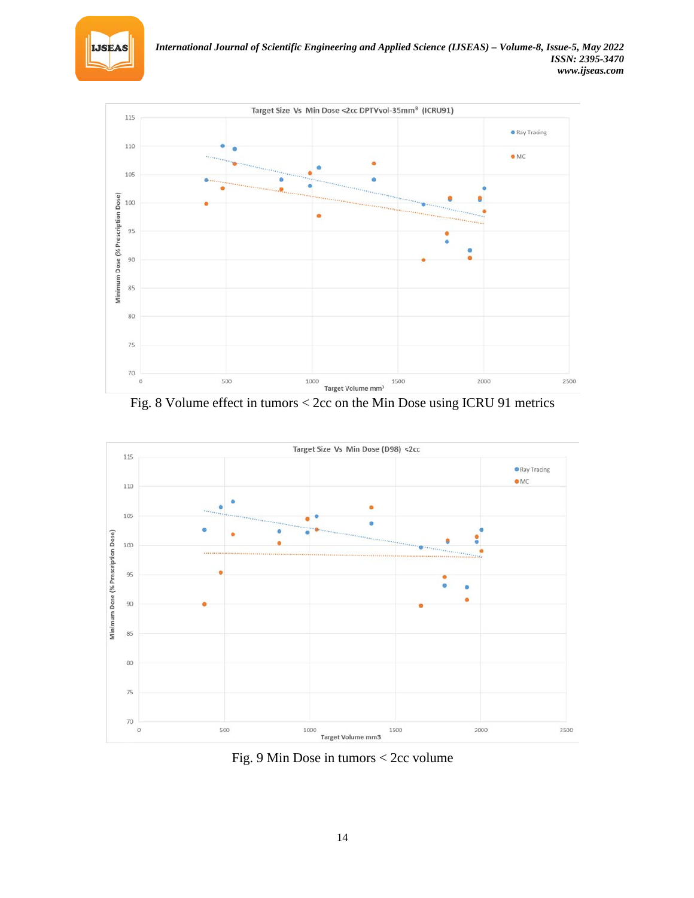Fig. 8 Volume effect in tumors < 2cc on the Min Dose using ICRU 91 metrics

Fig. 9 Min Dose in tumors < 2cc volume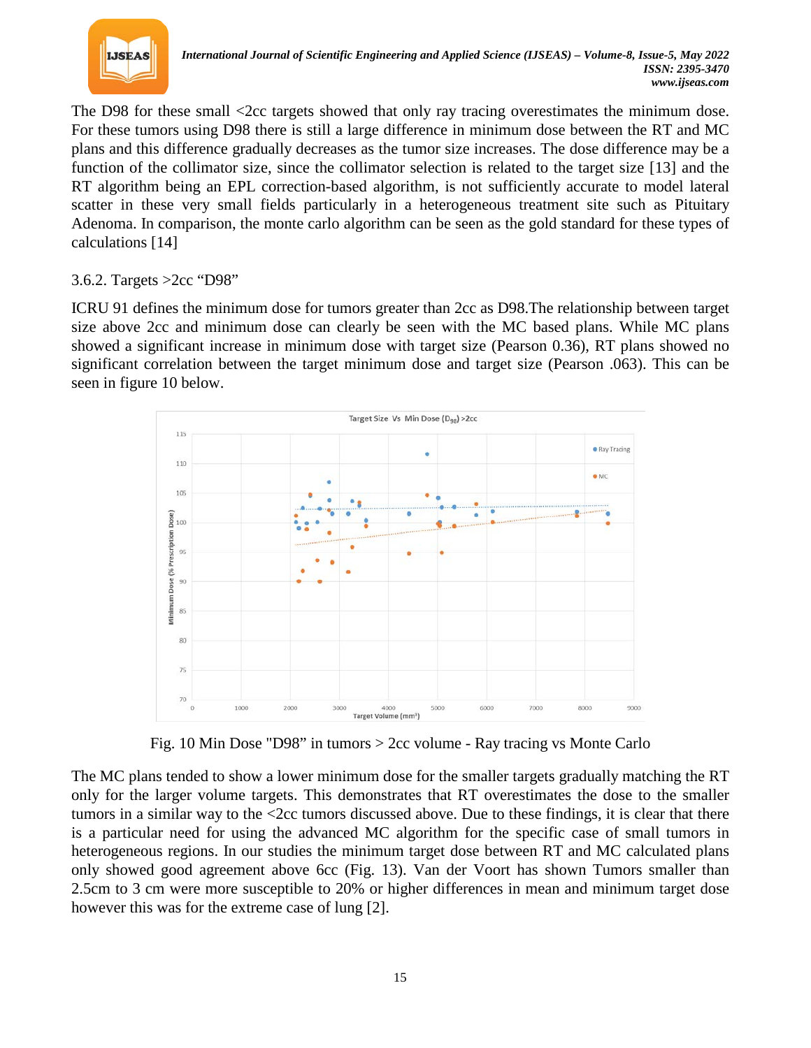The D98 for these small <2cc targets showed that only ray tracing overestimates the minimum dose. For these tumors using D98 there is still a large difference in minimum dose between the RT and MC plans and this difference gradually decreases as the tumor size increases. The dose difference may be a function of the collimator size, since the collimator selection is related to the target size [13] and the RT algorithm being an EPL correction-based algorithm, is not sufficiently accurate to model lateral scatter in these very small fields particularly in a heterogeneous treatment site such as Pituitary Adenoma. In comparison, the monte carlo algorithm can be seen as the gold standard for these types of calculations [14]

### 3.6.2. Targets >2cc "D98"

ICRU 91 defines the minimum dose for tumors greater than 2cc as D98.The relationship between target size above 2cc and minimum dose can clearly be seen with the MC based plans. While MC plans showed a significant increase in minimum dose with target size (Pearson 0.36), RT plans showed no significant correlation between the target minimum dose and target size (Pearson .063). This can be seen in figure 10 below.

Fig. 10 Min Dose "D98" in tumors > 2cc volume - Ray tracing vs Monte Carlo

The MC plans tended to show a lower minimum dose for the smaller targets gradually matching the RT only for the larger volume targets. This demonstrates that RT overestimates the dose to the smaller tumors in a similar way to the <2cc tumors discussed above. Due to these findings, it is clear that there is a particular need for using the advanced MC algorithm for the specific case of small tumors in heterogeneous regions. In our studies the minimum target dose between RT and MC calculated plans only showed good agreement above 6cc (Fig. 13). Van der Voort has shown Tumors smaller than 2.5cm to 3 cm were more susceptible to 20% or higher differences in mean and minimum target dose however this was for the extreme case of lung [2].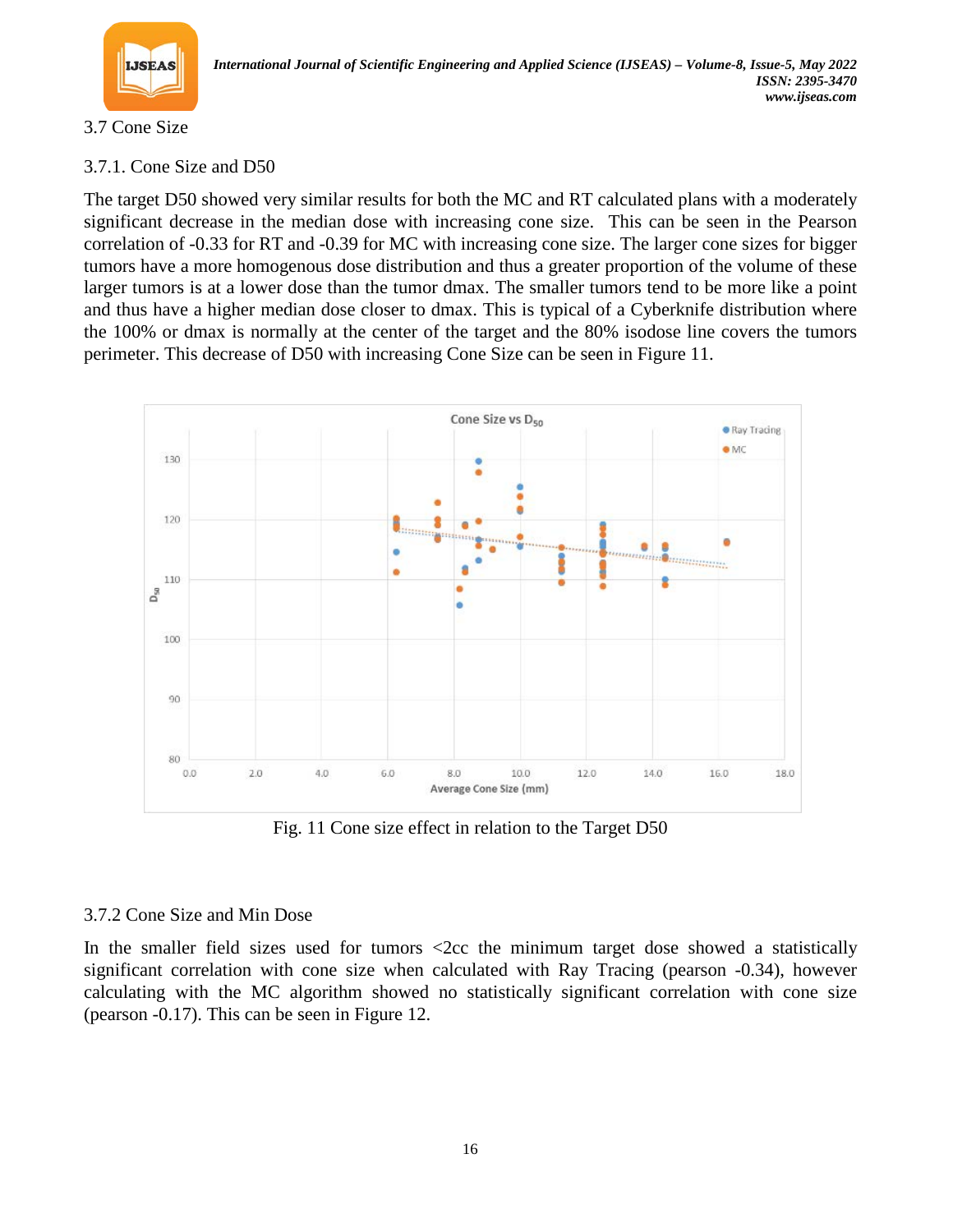## 3.7 Cone Size

### 3.7.1. Cone Size and D50

The target D50 showed very similar results for both the MC and RT calculated plans with a moderately significant decrease in the median dose with increasing cone size. This can be seen in the Pearson correlation of -0.33 for RT and -0.39 for MC with increasing cone size. The larger cone sizes for bigger tumors have a more homogenous dose distribution and thus a greater proportion of the volume of these larger tumors is at a lower dose than the tumor dmax. The smaller tumors tend to be more like a point and thus have a higher median dose closer to dmax. This is typical of a Cyberknife distribution where the 100% or dmax is normally at the center of the target and the 80% isodose line covers the tumors perimeter. This decrease of D50 with increasing Cone Size can be seen in Figure 11.

Fig. 11 Cone size effect in relation to the Target D50

### 3.7.2 Cone Size and Min Dose

In the smaller field sizes used for tumors <2cc the minimum target dose showed a statistically significant correlation with cone size when calculated with Ray Tracing (pearson -0.34), however calculating with the MC algorithm showed no statistically significant correlation with cone size (pearson -0.17). This can be seen in Figure 12.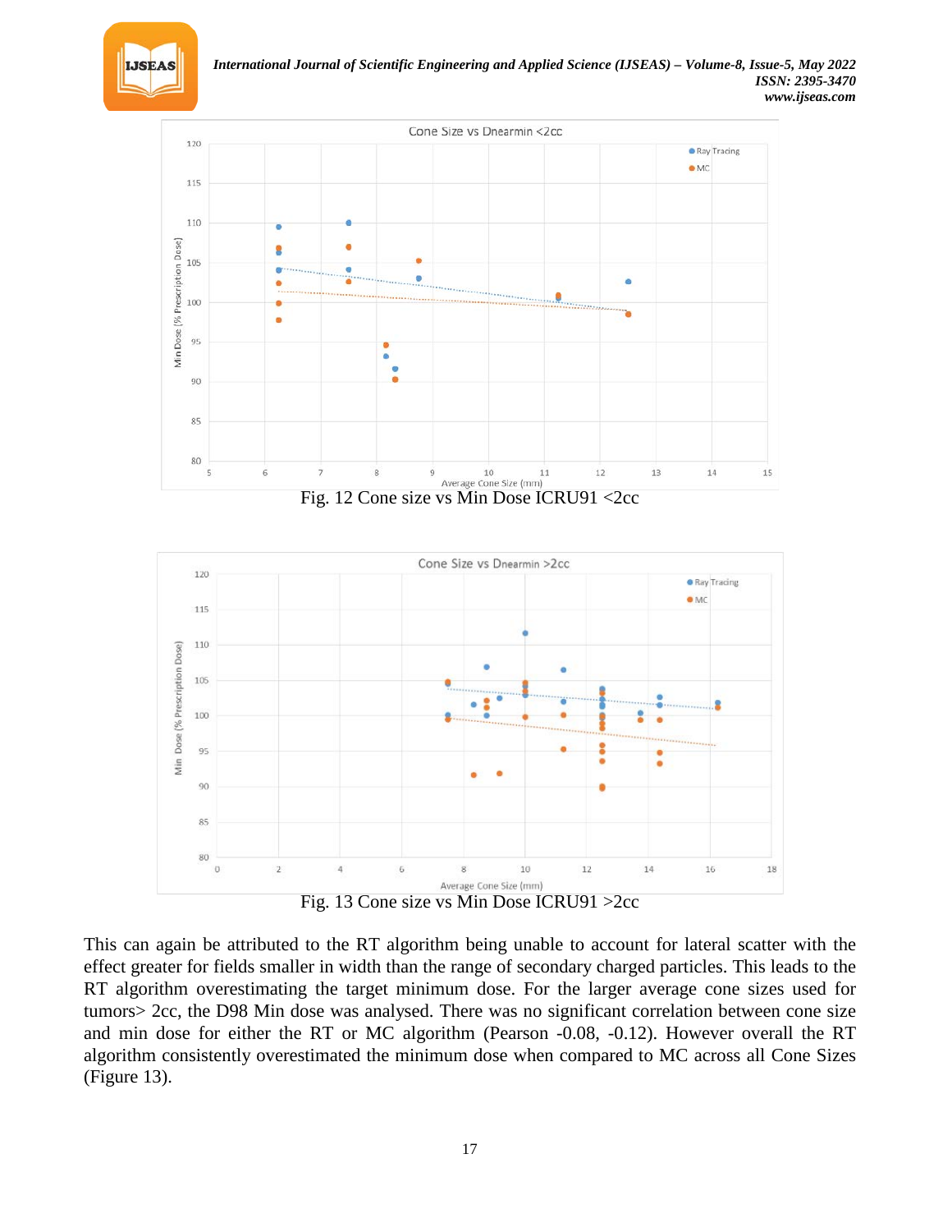Fig. 12 Cone size vs Min Dose ICRU91 <2cc

Fig. 13 Cone size vs Min Dose ICRU91 >2cc

This can again be attributed to the RT algorithm being unable to account for lateral scatter with the effect greater for fields smaller in width than the range of secondary charged particles. This leads to the RT algorithm overestimating the target minimum dose. For the larger average cone sizes used for tumors> 2cc, the D98 Min dose was analysed. There was no significant correlation between cone size and min dose for either the RT or MC algorithm (Pearson -0.08, -0.12). However overall the RT algorithm consistently overestimated the minimum dose when compared to MC across all Cone Sizes (Figure 13).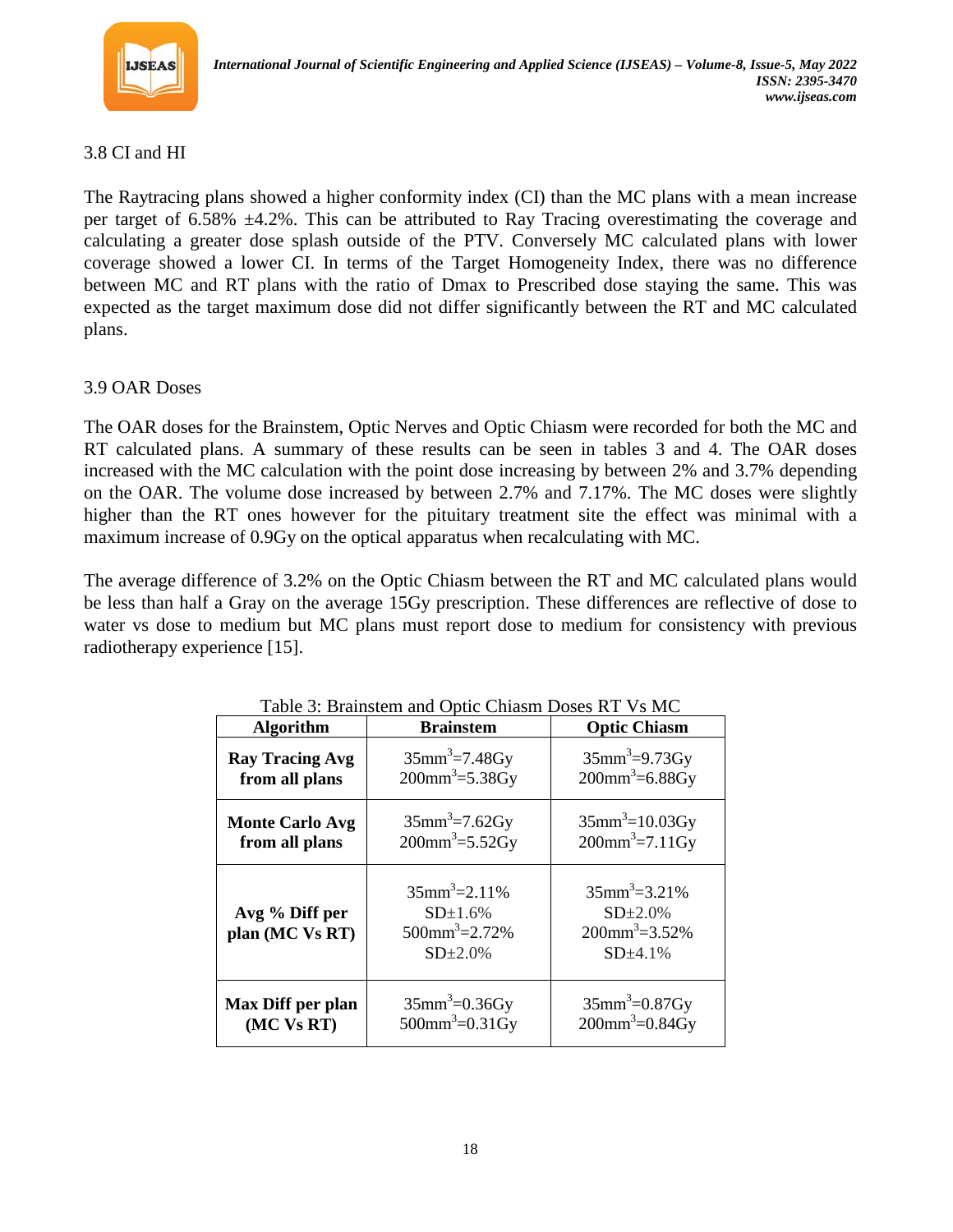### 3.8 CI and HI

The Raytracing plans showed a higher conformity index (CI) than the MC plans with a mean increase per target of 6.58% ±4.2%. This can be attributed to Ray Tracing overestimating the coverage and calculating a greater dose splash outside of the PTV. Conversely MC calculated plans with lower coverage showed a lower CI. In terms of the Target Homogeneity Index, there was no difference between MC and RT plans with the ratio of Dmax to Prescribed dose staying the same. This was expected as the target maximum dose did not differ significantly between the RT and MC calculated plans.

### 3.9 OAR Doses

The OAR doses for the Brainstem, Optic Nerves and Optic Chiasm were recorded for both the MC and RT calculated plans. A summary of these results can be seen in tables 3 and 4. The OAR doses increased with the MC calculation with the point dose increasing by between 2% and 3.7% depending on the OAR. The volume dose increased by between 2.7% and 7.17%. The MC doses were slightly higher than the RT ones however for the pituitary treatment site the effect was minimal with a maximum increase of 0.9Gy on the optical apparatus when recalculating with MC.

The average difference of 3.2% on the Optic Chiasm between the RT and MC calculated plans would be less than half a Gray on the average 15Gy prescription. These differences are reflective of dose to water vs dose to medium but MC plans must report dose to medium for consistency with previous radiotherapy experience [15].

Table 3: Brainstem and Optic Chiasm Doses RT Vs MC

| Algorithm | Brainstem | Optic Chiasm |
|---|---|---|
| **Ray Tracing Avg from all plans** | $35mm^3$=7.48Gy<br>$200mm^3$=5.38Gy | $35mm^3$=9.73Gy<br>$200mm^3$=6.88Gy |
| **Monte Carlo Avg from all plans** | $35mm^3$=7.62Gy<br>$200mm^3$=5.52Gy | $35mm^3$=10.03Gy<br>$200mm^3$=7.11Gy |
| **Avg % Diff per plan (MC Vs RT)** | $35mm^3$=2.11%<br>SD±1.6%<br>$500mm^3$=2.72%<br>SD±2.0% | $35mm^3$=3.21%<br>SD±2.0%<br>$200mm^3$=3.52%<br>SD±4.1% |
| **Max Diff per plan (MC Vs RT)** | $35mm^3$=0.36Gy<br>$500mm^3$=0.31Gy | $35mm^3$=0.87Gy<br>$200mm^3$=0.84Gy |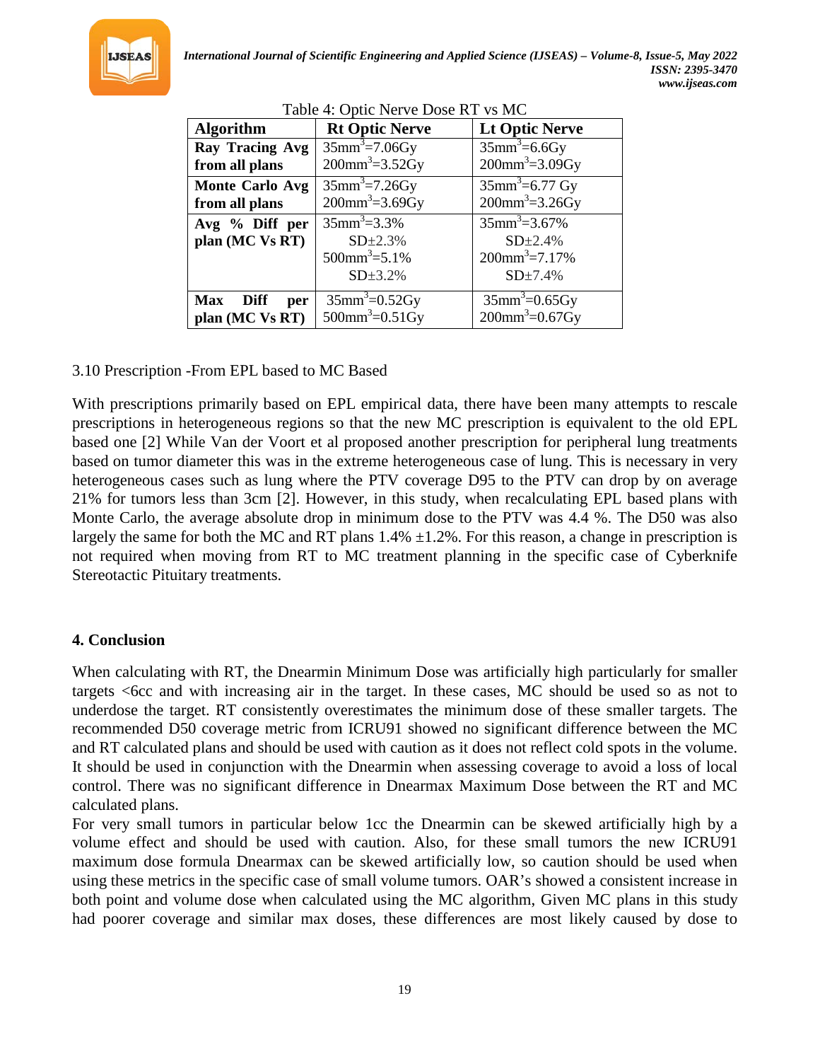Table 4: Optic Nerve Dose RT vs MC

| Algorithm | Rt Optic Nerve | Lt Optic Nerve |
|---|---|---|
| **Ray Tracing Avg from all plans** | $35mm^3$=7.06Gy<br>$200mm^3$=3.52Gy | $35mm^3$=6.6Gy<br>$200mm^3$=3.09Gy |
| **Monte Carlo Avg from all plans** | $35mm^3$=7.26Gy<br>$200mm^3$=3.69Gy | $35mm^3$=6.77 Gy<br>$200mm^3$=3.26Gy |
| **Avg % Diff per plan (MC Vs RT)** | $35mm^3$=3.3%<br>SD±2.3%<br>$500mm^3$=5.1%<br>SD±3.2% | $35mm^3$=3.67%<br>SD±2.4%<br>$200mm^3$=7.17%<br>SD±7.4% |
| **Max Diff per plan (MC Vs RT)** | $35mm^3$=0.52Gy<br>$500mm^3$=0.51Gy | $35mm^3$=0.65Gy<br>$200mm^3$=0.67Gy |

3.10 Prescription -From EPL based to MC Based

With prescriptions primarily based on EPL empirical data, there have been many attempts to rescale prescriptions in heterogeneous regions so that the new MC prescription is equivalent to the old EPL based one [2] While Van der Voort et al proposed another prescription for peripheral lung treatments based on tumor diameter this was in the extreme heterogeneous case of lung. This is necessary in very heterogeneous cases such as lung where the PTV coverage D95 to the PTV can drop by on average 21% for tumors less than 3cm [2]. However, in this study, when recalculating EPL based plans with Monte Carlo, the average absolute drop in minimum dose to the PTV was 4.4 %. The D50 was also largely the same for both the MC and RT plans 1.4% ±1.2%. For this reason, a change in prescription is not required when moving from RT to MC treatment planning in the specific case of Cyberknife Stereotactic Pituitary treatments.

## 4. Conclusion

When calculating with RT, the Dnearmin Minimum Dose was artificially high particularly for smaller targets <6cc and with increasing air in the target. In these cases, MC should be used so as not to underdose the target. RT consistently overestimates the minimum dose of these smaller targets. The recommended D50 coverage metric from ICRU91 showed no significant difference between the MC and RT calculated plans and should be used with caution as it does not reflect cold spots in the volume. It should be used in conjunction with the Dnearmin when assessing coverage to avoid a loss of local control. There was no significant difference in Dnearmax Maximum Dose between the RT and MC calculated plans.

For very small tumors in particular below 1cc the Dnearmin can be skewed artificially high by a volume effect and should be used with caution. Also, for these small tumors the new ICRU91 maximum dose formula Dnearmax can be skewed artificially low, so caution should be used when using these metrics in the specific case of small volume tumors. OAR's showed a consistent increase in both point and volume dose when calculated using the MC algorithm, Given MC plans in this study had poorer coverage and similar max doses, these differences are most likely caused by dose to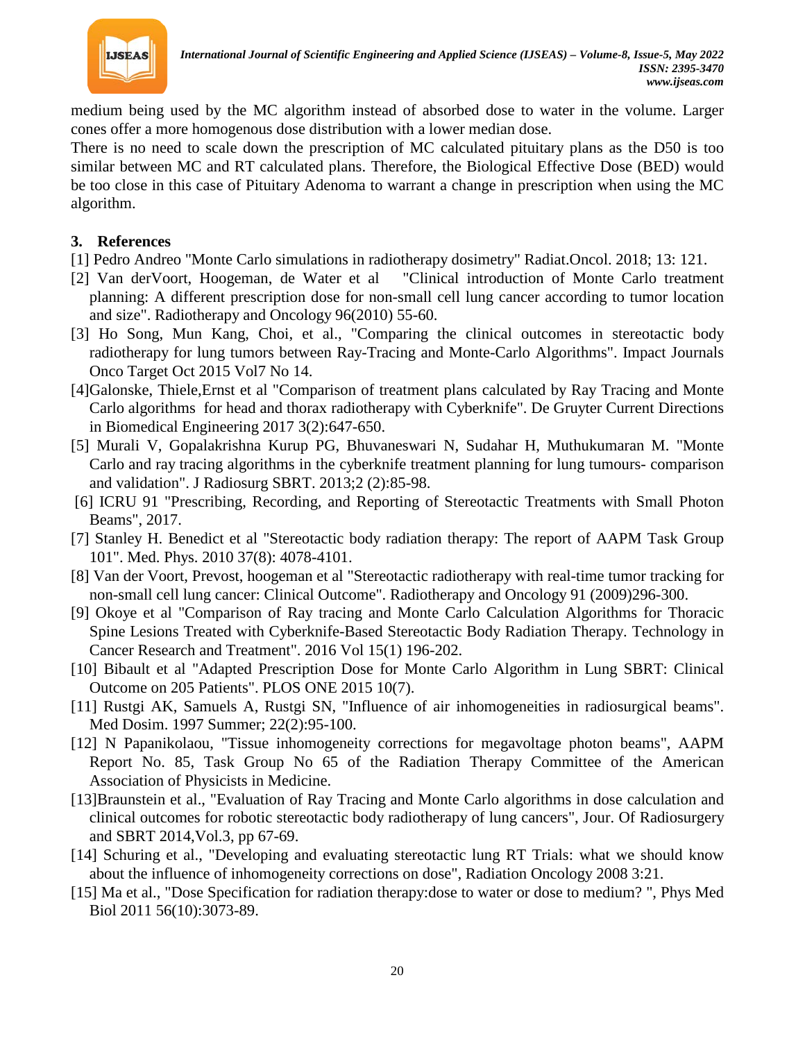medium being used by the MC algorithm instead of absorbed dose to water in the volume. Larger cones offer a more homogenous dose distribution with a lower median dose.

There is no need to scale down the prescription of MC calculated pituitary plans as the D50 is too similar between MC and RT calculated plans. Therefore, the Biological Effective Dose (BED) would be too close in this case of Pituitary Adenoma to warrant a change in prescription when using the MC algorithm.

## 3. References

[1] Pedro Andreo "Monte Carlo simulations in radiotherapy dosimetry" Radiat.Oncol. 2018; 13: 121.

[2] Van derVoort, Hoogeman, de Water et al "Clinical introduction of Monte Carlo treatment planning: A different prescription dose for non-small cell lung cancer according to tumor location and size". Radiotherapy and Oncology 96(2010) 55-60.

[3] Ho Song, Mun Kang, Choi, et al., "Comparing the clinical outcomes in stereotactic body radiotherapy for lung tumors between Ray-Tracing and Monte-Carlo Algorithms". Impact Journals Onco Target Oct 2015 Vol7 No 14.

[4]Galonske, Thiele,Ernst et al "Comparison of treatment plans calculated by Ray Tracing and Monte Carlo algorithms for head and thorax radiotherapy with Cyberknife". De Gruyter Current Directions in Biomedical Engineering 2017 3(2):647-650.

[5] Murali V, Gopalakrishna Kurup PG, Bhuvaneswari N, Sudahar H, Muthukumaran M. "Monte Carlo and ray tracing algorithms in the cyberknife treatment planning for lung tumours- comparison and validation". J Radiosurg SBRT. 2013;2 (2):85-98.

[6] ICRU 91 "Prescribing, Recording, and Reporting of Stereotactic Treatments with Small Photon Beams", 2017.

[7] Stanley H. Benedict et al "Stereotactic body radiation therapy: The report of AAPM Task Group 101". Med. Phys. 2010 37(8): 4078-4101.

[8] Van der Voort, Prevost, hoogeman et al "Stereotactic radiotherapy with real-time tumor tracking for non-small cell lung cancer: Clinical Outcome". Radiotherapy and Oncology 91 (2009)296-300.

[9] Okoye et al "Comparison of Ray tracing and Monte Carlo Calculation Algorithms for Thoracic Spine Lesions Treated with Cyberknife-Based Stereotactic Body Radiation Therapy. Technology in Cancer Research and Treatment". 2016 Vol 15(1) 196-202.

[10] Bibault et al "Adapted Prescription Dose for Monte Carlo Algorithm in Lung SBRT: Clinical Outcome on 205 Patients". PLOS ONE 2015 10(7).

[11] Rustgi AK, Samuels A, Rustgi SN, "Influence of air inhomogeneities in radiosurgical beams". Med Dosim. 1997 Summer; 22(2):95-100.

[12] N Papanikolaou, "Tissue inhomogeneity corrections for megavoltage photon beams", AAPM Report No. 85, Task Group No 65 of the Radiation Therapy Committee of the American Association of Physicists in Medicine.

[13]Braunstein et al., "Evaluation of Ray Tracing and Monte Carlo algorithms in dose calculation and clinical outcomes for robotic stereotactic body radiotherapy of lung cancers", Jour. Of Radiosurgery and SBRT 2014,Vol.3, pp 67-69.

[14] Schuring et al., "Developing and evaluating stereotactic lung RT Trials: what we should know about the influence of inhomogeneity corrections on dose", Radiation Oncology 2008 3:21.

[15] Ma et al., "Dose Specification for radiation therapy:dose to water or dose to medium? ", Phys Med Biol 2011 56(10):3073-89.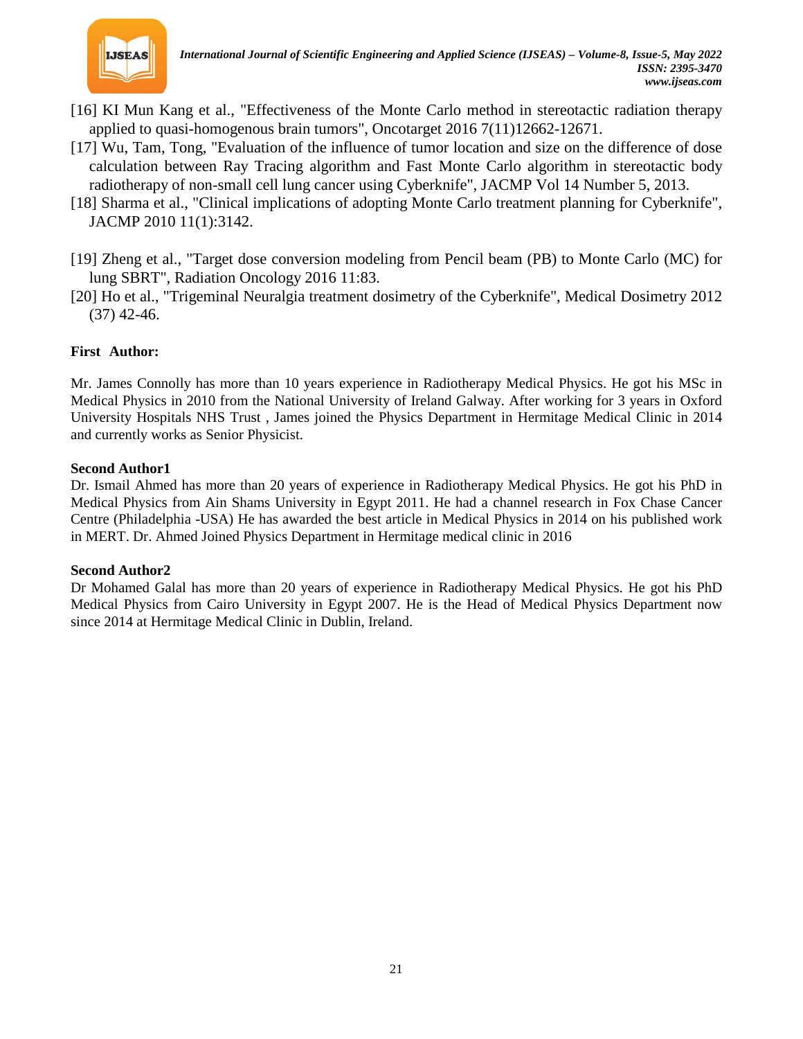[16] KI Mun Kang et al., "Effectiveness of the Monte Carlo method in stereotactic radiation therapy applied to quasi-homogenous brain tumors", Oncotarget 2016 7(11)12662-12671.

[17] Wu, Tam, Tong, "Evaluation of the influence of tumor location and size on the difference of dose calculation between Ray Tracing algorithm and Fast Monte Carlo algorithm in stereotactic body radiotherapy of non-small cell lung cancer using Cyberknife", JACMP Vol 14 Number 5, 2013.

[18] Sharma et al., "Clinical implications of adopting Monte Carlo treatment planning for Cyberknife", JACMP 2010 11(1):3142.

[19] Zheng et al., "Target dose conversion modeling from Pencil beam (PB) to Monte Carlo (MC) for lung SBRT", Radiation Oncology 2016 11:83.

[20] Ho et al., "Trigeminal Neuralgia treatment dosimetry of the Cyberknife", Medical Dosimetry 2012 (37) 42-46.

**First Author:**

Mr. James Connolly has more than 10 years experience in Radiotherapy Medical Physics. He got his MSc in Medical Physics in 2010 from the National University of Ireland Galway. After working for 3 years in Oxford University Hospitals NHS Trust , James joined the Physics Department in Hermitage Medical Clinic in 2014 and currently works as Senior Physicist.

**Second Author1**

Dr. Ismail Ahmed has more than 20 years of experience in Radiotherapy Medical Physics. He got his PhD in Medical Physics from Ain Shams University in Egypt 2011. He had a channel research in Fox Chase Cancer Centre (Philadelphia -USA) He has awarded the best article in Medical Physics in 2014 on his published work in MERT. Dr. Ahmed Joined Physics Department in Hermitage medical clinic in 2016

**Second Author2**

Dr Mohamed Galal has more than 20 years of experience in Radiotherapy Medical Physics. He got his PhD Medical Physics from Cairo University in Egypt 2007. He is the Head of Medical Physics Department now since 2014 at Hermitage Medical Clinic in Dublin, Ireland.